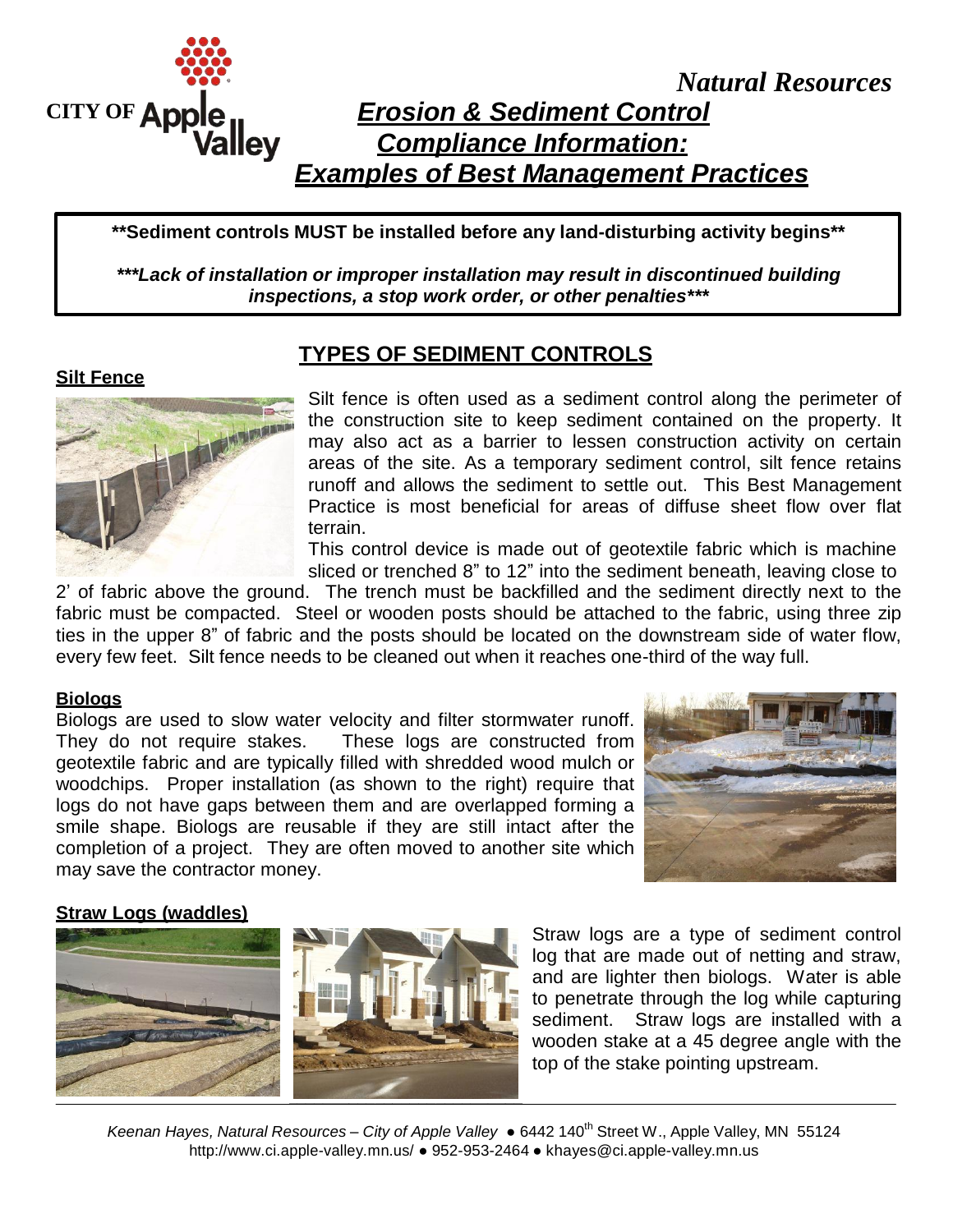CITY OF Apple Valley

*Natural Resources*

# *Erosion & Sediment Control Compliance Information: Examples of Best Management Practices*

**\*\*Sediment controls MUST be installed before any land-disturbing activity begins\*\***

***\*\*\*Lack of installation or improper installation may result in discontinued building inspections, a stop work order, or other penalties\*\*\****

## TYPES OF SEDIMENT CONTROLS

### Silt Fence

Silt fence is often used as a sediment control along the perimeter of the construction site to keep sediment contained on the property. It may also act as a barrier to lessen construction activity on certain areas of the site. As a temporary sediment control, silt fence retains runoff and allows the sediment to settle out. This Best Management Practice is most beneficial for areas of diffuse sheet flow over flat terrain.

This control device is made out of geotextile fabric which is machine sliced or trenched 8" to 12" into the sediment beneath, leaving close to 2' of fabric above the ground. The trench must be backfilled and the sediment directly next to the fabric must be compacted. Steel or wooden posts should be attached to the fabric, using three zip ties in the upper 8" of fabric and the posts should be located on the downstream side of water flow, every few feet. Silt fence needs to be cleaned out when it reaches one-third of the way full.

### Biologs

Biologs are used to slow water velocity and filter stormwater runoff. They do not require stakes. These logs are constructed from geotextile fabric and are typically filled with shredded wood mulch or woodchips. Proper installation (as shown to the right) require that logs do not have gaps between them and are overlapped forming a smile shape. Biologs are reusable if they are still intact after the completion of a project. They are often moved to another site which may save the contractor money.

### Straw Logs (waddles)

Straw logs are a type of sediment control log that are made out of netting and straw, and are lighter then biologs. Water is able to penetrate through the log while capturing sediment. Straw logs are installed with a wooden stake at a 45 degree angle with the top of the stake pointing upstream.

*Keenan Hayes, Natural Resources – City of Apple Valley* ● 6442 140th Street W., Apple Valley, MN 55124
http://www.ci.apple-valley.mn.us/ ● 952-953-2464 ● khayes@ci.apple-valley.mn.us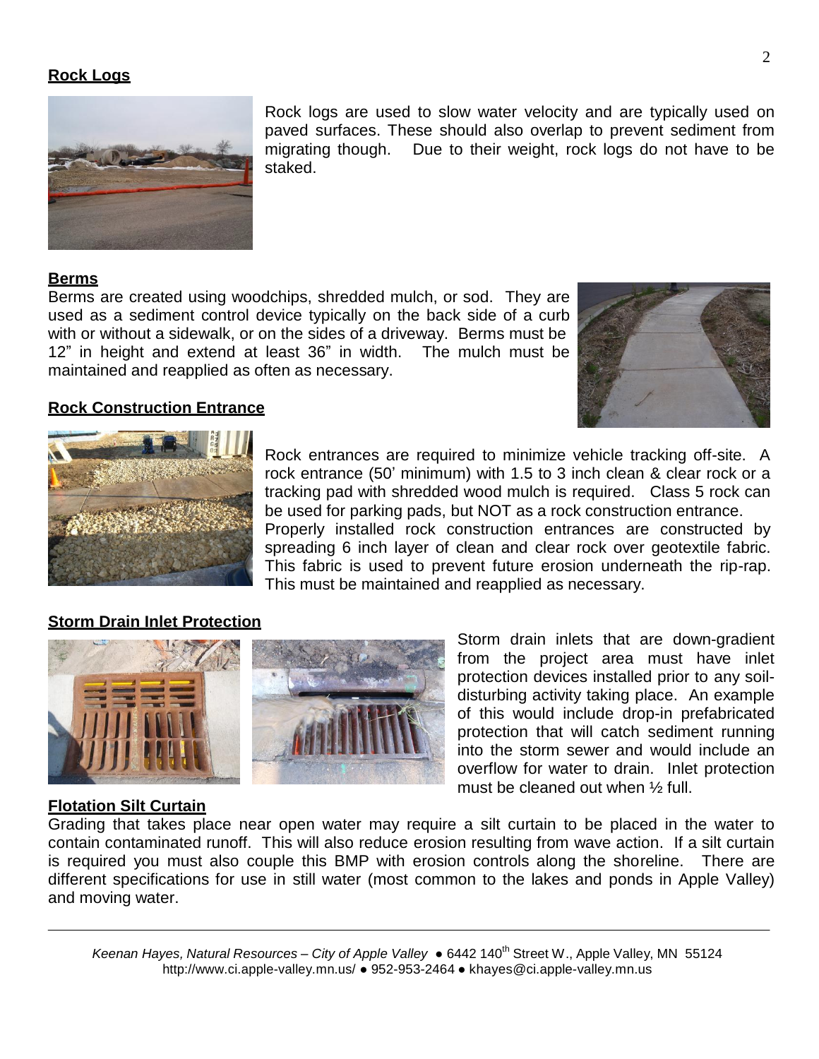## Rock Logs

Rock logs are used to slow water velocity and are typically used on paved surfaces. These should also overlap to prevent sediment from migrating though. Due to their weight, rock logs do not have to be staked.

## Berms

Berms are created using woodchips, shredded mulch, or sod. They are used as a sediment control device typically on the back side of a curb with or without a sidewalk, or on the sides of a driveway. Berms must be 12" in height and extend at least 36" in width. The mulch must be maintained and reapplied as often as necessary.

## Rock Construction Entrance

Rock entrances are required to minimize vehicle tracking off-site. A rock entrance (50' minimum) with 1.5 to 3 inch clean & clear rock or a tracking pad with shredded wood mulch is required. Class 5 rock can be used for parking pads, but NOT as a rock construction entrance.
Properly installed rock construction entrances are constructed by spreading 6 inch layer of clean and clear rock over geotextile fabric. This fabric is used to prevent future erosion underneath the rip-rap. This must be maintained and reapplied as necessary.

## Storm Drain Inlet Protection

Storm drain inlets that are down-gradient from the project area must have inlet protection devices installed prior to any soil-disturbing activity taking place. An example of this would include drop-in prefabricated protection that will catch sediment running into the storm sewer and would include an overflow for water to drain. Inlet protection must be cleaned out when ½ full.

## Flotation Silt Curtain

Grading that takes place near open water may require a silt curtain to be placed in the water to contain contaminated runoff. This will also reduce erosion resulting from wave action. If a silt curtain is required you must also couple this BMP with erosion controls along the shoreline. There are different specifications for use in still water (most common to the lakes and ponds in Apple Valley) and moving water.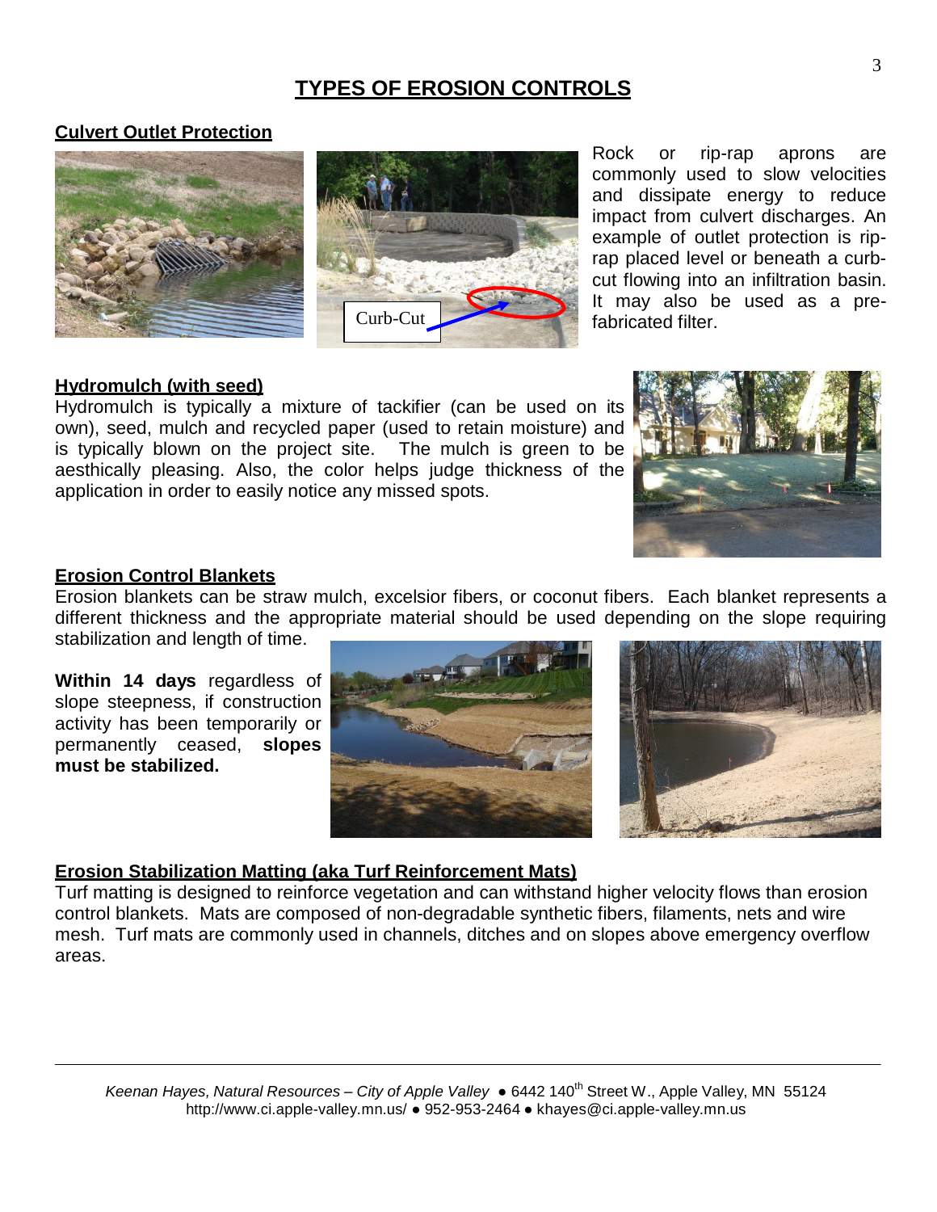# TYPES OF EROSION CONTROLS

## Culvert Outlet Protection

Rock or rip-rap aprons are commonly used to slow velocities and dissipate energy to reduce impact from culvert discharges. An example of outlet protection is rip-rap placed level or beneath a curb-cut flowing into an infiltration basin. It may also be used as a pre-fabricated filter.

## Hydromulch (with seed)

Hydromulch is typically a mixture of tackifier (can be used on its own), seed, mulch and recycled paper (used to retain moisture) and is typically blown on the project site. The mulch is green to be aesthically pleasing. Also, the color helps judge thickness of the application in order to easily notice any missed spots.

## Erosion Control Blankets

Erosion blankets can be straw mulch, excelsior fibers, or coconut fibers. Each blanket represents a different thickness and the appropriate material should be used depending on the slope requiring stabilization and length of time.

**Within 14 days** regardless of slope steepness, if construction activity has been temporarily or permanently ceased, **slopes must be stabilized.**

## Erosion Stabilization Matting (aka Turf Reinforcement Mats)

Turf matting is designed to reinforce vegetation and can withstand higher velocity flows than erosion control blankets. Mats are composed of non-degradable synthetic fibers, filaments, nets and wire mesh. Turf mats are commonly used in channels, ditches and on slopes above emergency overflow areas.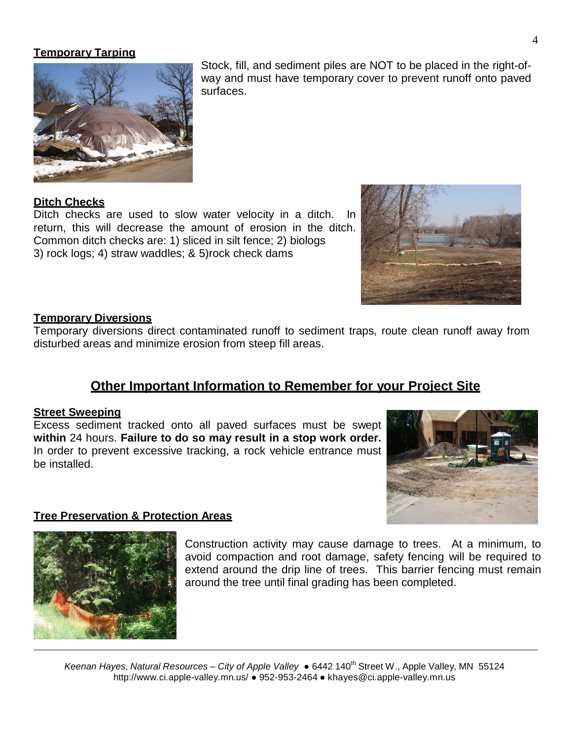### Temporary Tarping

Stock, fill, and sediment piles are NOT to be placed in the right-of-way and must have temporary cover to prevent runoff onto paved surfaces.

### Ditch Checks

Ditch checks are used to slow water velocity in a ditch. In return, this will decrease the amount of erosion in the ditch. Common ditch checks are: 1) sliced in silt fence; 2) biologs 3) rock logs; 4) straw waddles; & 5)rock check dams

### Temporary Diversions

Temporary diversions direct contaminated runoff to sediment traps, route clean runoff away from disturbed areas and minimize erosion from steep fill areas.

## Other Important Information to Remember for your Project Site

### Street Sweeping

Excess sediment tracked onto all paved surfaces must be swept **within** 24 hours. **Failure to do so may result in a stop work order.** In order to prevent excessive tracking, a rock vehicle entrance must be installed.

### Tree Preservation & Protection Areas

Construction activity may cause damage to trees. At a minimum, to avoid compaction and root damage, safety fencing will be required to extend around the drip line of trees. This barrier fencing must remain around the tree until final grading has been completed.

*Keenan Hayes, Natural Resources – City of Apple Valley* ● 6442 140th Street W., Apple Valley, MN 55124
http://www.ci.apple-valley.mn.us/ ● 952-953-2464 ● khayes@ci.apple-valley.mn.us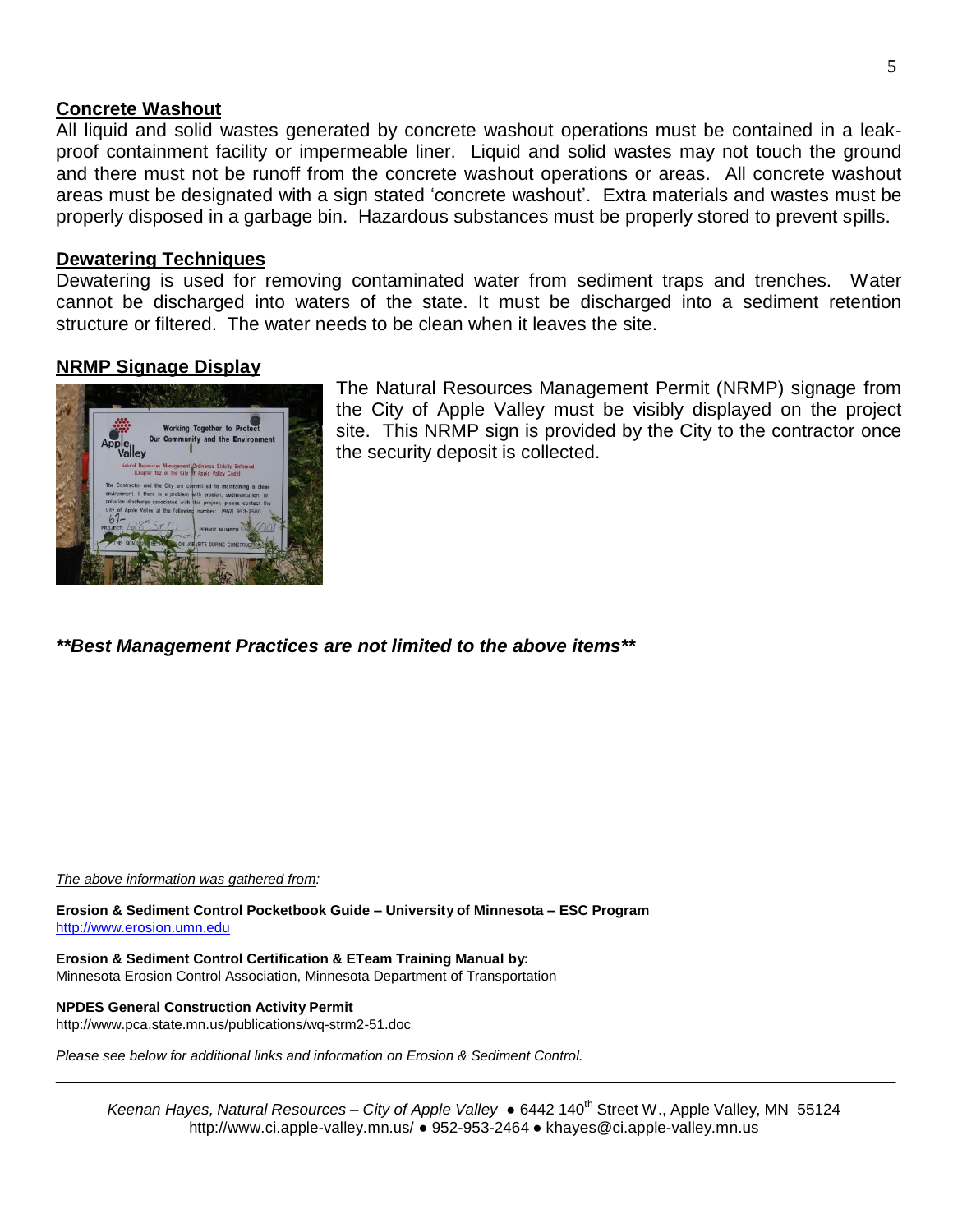## Concrete Washout

All liquid and solid wastes generated by concrete washout operations must be contained in a leak-proof containment facility or impermeable liner. Liquid and solid wastes may not touch the ground and there must not be runoff from the concrete washout operations or areas. All concrete washout areas must be designated with a sign stated 'concrete washout'. Extra materials and wastes must be properly disposed in a garbage bin. Hazardous substances must be properly stored to prevent spills.

## Dewatering Techniques

Dewatering is used for removing contaminated water from sediment traps and trenches. Water cannot be discharged into waters of the state. It must be discharged into a sediment retention structure or filtered. The water needs to be clean when it leaves the site.

## NRMP Signage Display

The Natural Resources Management Permit (NRMP) signage from the City of Apple Valley must be visibly displayed on the project site. This NRMP sign is provided by the City to the contractor once the security deposit is collected.

***\*\*Best Management Practices are not limited to the above items\*\****

*The above information was gathered from:*

**Erosion & Sediment Control Pocketbook Guide – University of Minnesota – ESC Program**
http://www.erosion.umn.edu

**Erosion & Sediment Control Certification & ETeam Training Manual by:**
Minnesota Erosion Control Association, Minnesota Department of Transportation

**NPDES General Construction Activity Permit**
http://www.pca.state.mn.us/publications/wq-strm2-51.doc

*Please see below for additional links and information on Erosion & Sediment Control.*

---

*Keenan Hayes, Natural Resources – City of Apple Valley* ● 6442 140th Street W., Apple Valley, MN 55124
http://www.ci.apple-valley.mn.us/ ● 952-953-2464 ● khayes@ci.apple-valley.mn.us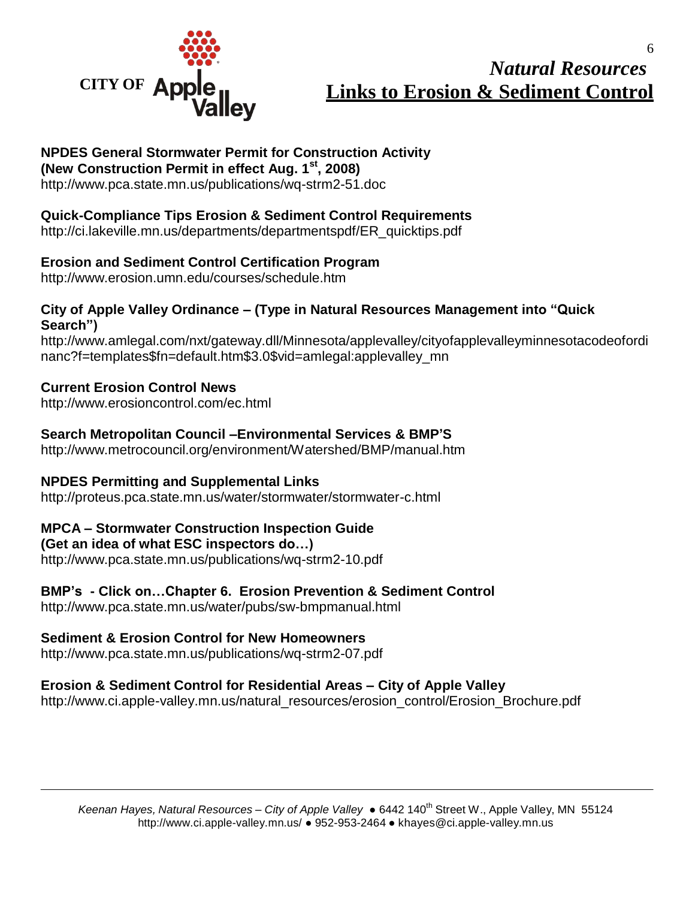CITY OF Apple Valley

# *Natural Resources*
## Links to Erosion & Sediment Control

**NPDES General Stormwater Permit for Construction Activity**
**(New Construction Permit in effect Aug. 1st, 2008)**
http://www.pca.state.mn.us/publications/wq-strm2-51.doc

**Quick-Compliance Tips Erosion & Sediment Control Requirements**
http://ci.lakeville.mn.us/departments/departmentspdf/ER_quicktips.pdf

**Erosion and Sediment Control Certification Program**
http://www.erosion.umn.edu/courses/schedule.htm

**City of Apple Valley Ordinance – (Type in Natural Resources Management into "Quick Search")**
http://www.amlegal.com/nxt/gateway.dll/Minnesota/applevalley/cityofapplevalleyminnesotacodeofordinanc?f=templates$fn=default.htm$3.0$vid=amlegal:applevalley_mn

**Current Erosion Control News**
http://www.erosioncontrol.com/ec.html

**Search Metropolitan Council –Environmental Services & BMP'S**
http://www.metrocouncil.org/environment/Watershed/BMP/manual.htm

**NPDES Permitting and Supplemental Links**
http://proteus.pca.state.mn.us/water/stormwater/stormwater-c.html

**MPCA – Stormwater Construction Inspection Guide**
**(Get an idea of what ESC inspectors do…)**
http://www.pca.state.mn.us/publications/wq-strm2-10.pdf

**BMP's - Click on…Chapter 6. Erosion Prevention & Sediment Control**
http://www.pca.state.mn.us/water/pubs/sw-bmpmanual.html

**Sediment & Erosion Control for New Homeowners**
http://www.pca.state.mn.us/publications/wq-strm2-07.pdf

**Erosion & Sediment Control for Residential Areas – City of Apple Valley**
http://www.ci.apple-valley.mn.us/natural_resources/erosion_control/Erosion_Brochure.pdf

---

*Keenan Hayes, Natural Resources – City of Apple Valley* ● 6442 140th Street W., Apple Valley, MN 55124
http://www.ci.apple-valley.mn.us/ ● 952-953-2464 ● khayes@ci.apple-valley.mn.us